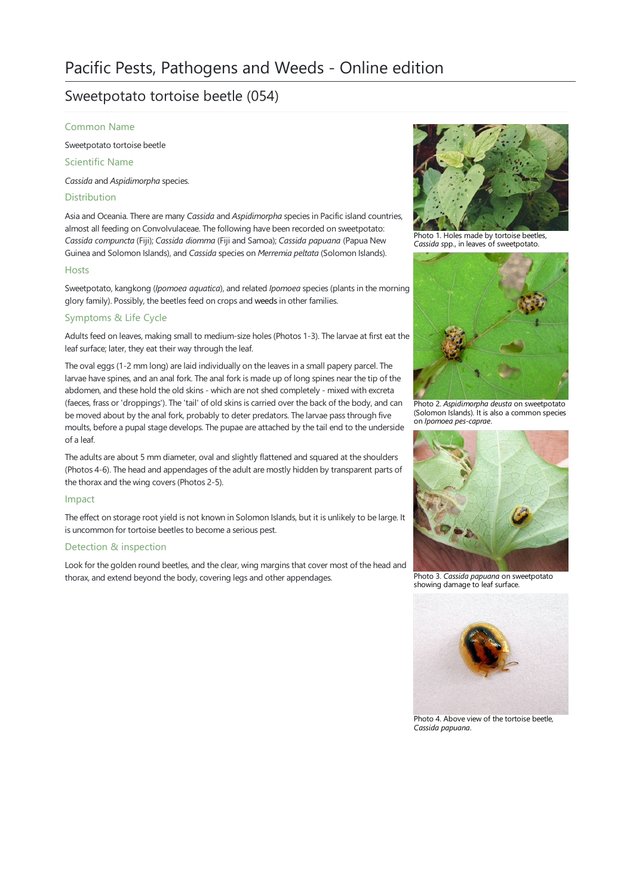# Pacific Pests, Pathogens and Weeds - Online edition

## Sweetpotato tortoise beetle (054)

### Common Name

Sweetpotato tortoise beetle

### Scientific Name

*Cassida* and *Aspidimorpha* species.

### Distribution

Asia and Oceania. There are many *Cassida* and *Aspidimorpha* species in Pacific island countries, almost all feeding on Convolvulaceae. The following have been recorded on sweetpotato: *Cassida compuncta* (Fiji); *Cassida diomma* (Fiji and Samoa); *Cassida papuana* (Papua New Guinea and Solomon Islands), and *Cassida* species on *Merremia peltata* (Solomon Islands).

### Hosts

Sweetpotato, kangkong (*Ipomoea aquatica*), and related *Ipomoea* species (plants in the morning glory family). Possibly, the beetles feed on crops and weeds in other families.

### Symptoms & Life Cycle

Adults feed on leaves, making small to medium-size holes (Photos 1-3). The larvae at first eat the leaf surface; later, they eat their way through the leaf.

The oval eggs (1-2 mm long) are laid individually on the leaves in a small papery parcel. The larvae have spines, and an anal fork. The anal fork is made up of long spines near the tip of the abdomen, and these hold the old skins - which are not shed completely - mixed with excreta (faeces, frass or 'droppings'). The 'tail' of old skins is carried over the back of the body, and can be moved about by the anal fork, probably to deter predators. The larvae pass through five moults, before a pupal stage develops. The pupae are attached by the tail end to the underside of a leaf.

The adults are about 5 mm diameter, oval and slightly flattened and squared at the shoulders (Photos 4-6). The head and appendages of the adult are mostly hidden by transparent parts of the thorax and the wing covers (Photos 2-5).

### Impact

The effect on storage root yield is not known in Solomon Islands, but it is unlikely to be large. It is uncommon for tortoise beetles to become a serious pest.

### Detection & inspection

Look for the golden round beetles, and the clear, wing margins that cover most of the head and thorax, and extend beyond the body, covering legs and other appendages.

Photo 1. Holes made by tortoise beetles, *Cassida* spp., in leaves of sweetpotato.

Photo 2. *Aspidimorpha deusta* on sweetpotato (Solomon Islands). It is also a common species on *Ipomoea pes-caprae*.

Photo 3. *Cassida papuana* on sweetpotato showing damage to leaf surface.

Photo 4. Above view of the tortoise beetle, *Cassida papuana*.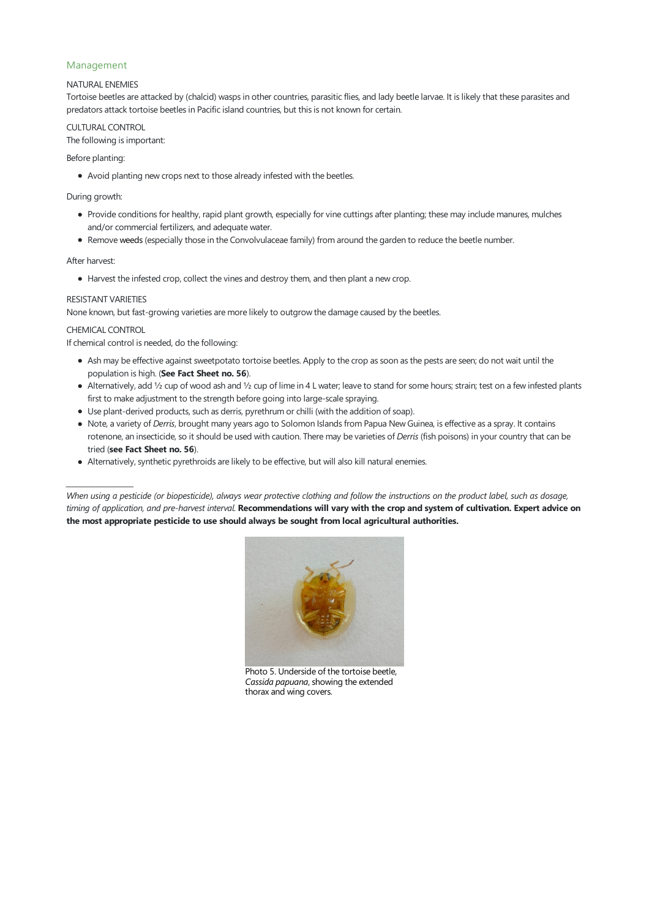## Management

### NATURAL ENEMIES

Tortoise beetles are attacked by (chalcid) wasps in other countries, parasitic flies, and lady beetle larvae. It is likely that these parasites and predators attack tortoise beetles in Pacific island countries, but this is not known for certain.

### CULTURAL CONTROL

The following is important:

Before planting:

- Avoid planting new crops next to those already infested with the beetles.

During growth:

- Provide conditions for healthy, rapid plant growth, especially for vine cuttings after planting; these may include manures, mulches and/or commercial fertilizers, and adequate water.
- Remove weeds (especially those in the Convolvulaceae family) from around the garden to reduce the beetle number.

After harvest:

- Harvest the infested crop, collect the vines and destroy them, and then plant a new crop.

### RESISTANT VARIETIES

None known, but fast-growing varieties are more likely to outgrow the damage caused by the beetles.

### CHEMICAL CONTROL

If chemical control is needed, do the following:

- Ash may be effective against sweetpotato tortoise beetles. Apply to the crop as soon as the pests are seen; do not wait until the population is high. (**See Fact Sheet no. 56**).
- Alternatively, add ½ cup of wood ash and ½ cup of lime in 4 L water; leave to stand for some hours; strain; test on a few infested plants first to make adjustment to the strength before going into large-scale spraying.
- Use plant-derived products, such as derris, pyrethrum or chilli (with the addition of soap).
- Note, a variety of *Derris*, brought many years ago to Solomon Islands from Papua New Guinea, is effective as a spray. It contains rotenone, an insecticide, so it should be used with caution. There may be varieties of *Derris* (fish poisons) in your country that can be tried (**see Fact Sheet no. 56**).
- Alternatively, synthetic pyrethroids are likely to be effective, but will also kill natural enemies.

---

*When using a pesticide (or biopesticide), always wear protective clothing and follow the instructions on the product label, such as dosage, timing of application, and pre-harvest interval.* **Recommendations will vary with the crop and system of cultivation. Expert advice on the most appropriate pesticide to use should always be sought from local agricultural authorities.**

Photo 5. Underside of the tortoise beetle, *Cassida papuana*, showing the extended thorax and wing covers.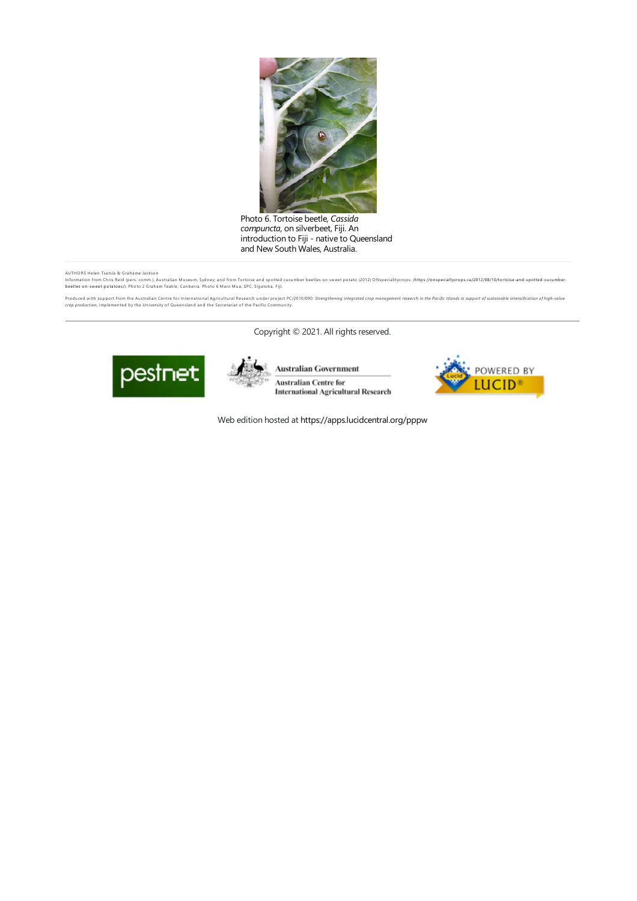Photo 6. Tortoise beetle, *Cassida compuncta*, on silverbeet, Fiji. An introduction to Fiji - native to Queensland and New South Wales, Australia.

AUTHORS Helen Tsatsia & Grahame Jackson
Information from Chris Reid (pers. comm.), Australian Museum, Sydney; and from Tortoise and spotted cucumber beetles on sweet potato (2012) ONspecialitycrops. (https://onspecialtycrops.ca/2012/08/10/tortoise-and-spotted-cucumber-beetles-on-sweet-potatoes/). Photo 2 Graham Teakle, Canberra. Photo 6 Mani Mua, SPC, Sigatoka, Fiji.

Produced with support from the Australian Centre for International Agricultural Research under project PC/2010/090: *Strengthening integrated crop management research in the Pacific Islands in support of sustainable intensification of high-value crop production*, implemented by the University of Queensland and the Secretariat of the Pacific Community.

Copyright © 2021. All rights reserved.

pestnet

Australian Government
Australian Centre for International Agricultural Research

POWERED BY LUCID®

Web edition hosted at https://apps.lucidcentral.org/pppw